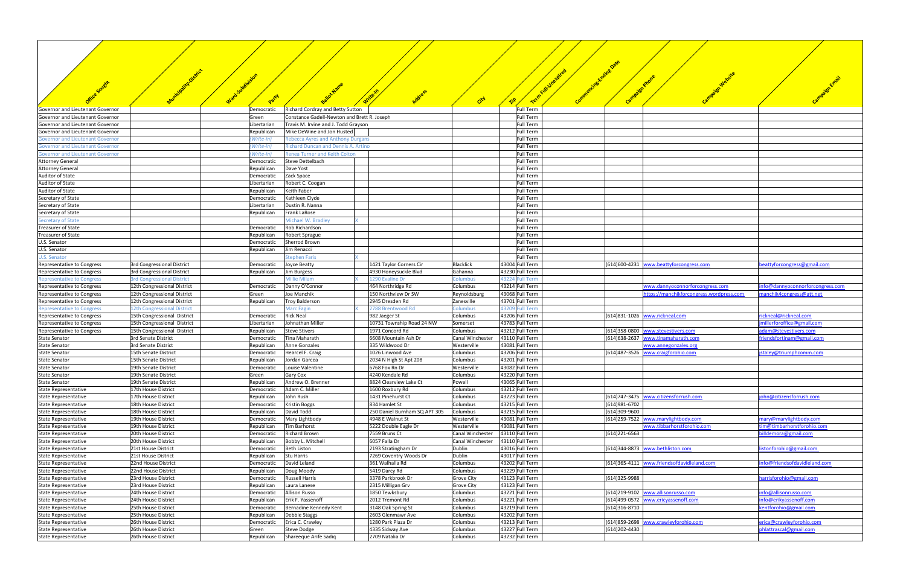| Office Sought | Municipality-District | Ward-Subdivision | Party | Ballot Name | Write-In | Address | City | Zip | Term Full-Unexpired | Commencing-Ending Date | Campaign Phone | Campaign Website | Campaign Email |
|---|---|---|---|---|---|---|---|---|---|---|---|---|---|
| Governor and Lieutenant Governor | | | Democratic | Richard Cordray and Betty Sutton | | | | | Full Term | | | | |
| Governor and Lieutenant Governor | | | Green | Constance Gadell-Newton and Brett R. Joseph | | | | | Full Term | | | | |
| Governor and Lieutenant Governor | | | Libertarian | Travis M. Irvine and J. Todd Grayson | | | | | Full Term | | | | |
| Governor and Lieutenant Governor | | | Republican | Mike DeWine and Jon Husted | | | | | Full Term | | | | |
| Governor and Lieutenant Governor | | | (Write-in) | Rebecca Ayres and Anthony Durgans | | | | | Full Term | | | | |
| Governor and Lieutenant Governor | | | (Write-in) | Richard Duncan and Dennis A. Artino | | | | | Full Term | | | | |
| Governor and Lieutenant Governor | | | (Write-in) | Renea Turner and Keith Colton | | | | | Full Term | | | | |
| Attorney General | | | Democratic | Steve Dettelbach | | | | | Full Term | | | | |
| Attorney General | | | Republican | Dave Yost | | | | | Full Term | | | | |
| Auditor of State | | | Democratic | Zack Space | | | | | Full Term | | | | |
| Auditor of State | | | Libertarian | Robert C. Coogan | | | | | Full Term | | | | |
| Auditor of State | | | Republican | Keith Faber | | | | | Full Term | | | | |
| Secretary of State | | | Democratic | Kathleen Clyde | | | | | Full Term | | | | |
| Secretary of State | | | Libertarian | Dustin R. Nanna | | | | | Full Term | | | | |
| Secretary of State | | | Republican | Frank LaRose | | | | | Full Term | | | | |
| Secretary of State | | | | Michael W. Bradley | X | | | | Full Term | | | | |
| Treasurer of State | | | Democratic | Rob Richardson | | | | | Full Term | | | | |
| Treasurer of State | | | Republican | Robert Sprague | | | | | Full Term | | | | |
| U.S. Senator | | | Democratic | Sherrod Brown | | | | | Full Term | | | | |
| U.S. Senator | | | Republican | Jim Renacci | | | | | Full Term | | | | |
| U.S. Senator | | | | Stephen Faris | X | | | | Full Term | | | | |
| Representative to Congress | 3rd Congressional District | | Democratic | Joyce Beatty | | 1421 Taylor Corners Cir | Blacklick | 43004 | Full Term | | (614)600-4231 | www.beattyforcongress.com | beattyforcongress@gmail.com |
| Representative to Congress | 3rd Congressional District | | Republican | Jim Burgess | | 4930 Honeysuckle Blvd | Gahanna | 43230 | Full Term | | | | |
| Representative to Congress | 3rd Congressional District | | | Millie Milam | X | 1290 Evaline Dr | Columbus | 43224 | Full Term | | | | |
| Representative to Congress | 12th Congressional District | | Democratic | Danny O'Connor | | 464 Northridge Rd | Columbus | 43214 | Full Term | | | www.dannyoconnorforcongress.com | info@dannyoconnorforcongress.com |
| Representative to Congress | 12th Congressional District | | Green | Joe Manchik | | 150 Northview Dr SW | Reynoldsburg | 43068 | Full Term | | | https://manchikforcongress.wordpress.com | manchik4congress@att.net |
| Representative to Congress | 12th Congressional District | | Republican | Troy Balderson | | 2945 Dresden Rd | Zanesville | 43701 | Full Term | | | | |
| Representative to Congress | 12th Congressional District | | | Marc Fagin | X | 2788 Brentwood Rd | Columbus | 43209 | Full Term | | | | |
| Representative to Congress | 15th Congressional District | | Democratic | Rick Neal | | 982 Jaeger St | Columbus | 43206 | Full Term | | (614)831-1026 | www.rickneal.com | rickneal@rickneal.com |
| Representative to Congress | 15th Congressional District | | Libertarian | Johnathan Miller | | 10731 Township Road 24 NW | Somerset | 43783 | Full Term | | | | jmillerforoffice@gmail.com |
| Representative to Congress | 15th Congressional District | | Republican | Steve Stivers | | 1971 Concord Rd | Columbus | 43212 | Full Term | | (614)358-0800 | www.stevestivers.com | adam@stevestivers.com |
| State Senator | 3rd Senate District | | Democratic | Tina Maharath | | 6608 Mountain Ash Dr | Canal Winchester | 43110 | Full Term | | (614)638-2637 | www.tinamaharath.com | friendsfortinam@gmail.com |
| State Senator | 3rd Senate District | | Republican | Anne Gonzales | | 335 Wildwood Dr | Westerville | 43081 | Full Term | | | www.annegonzales.org | |
| State Senator | 15th Senate District | | Democratic | Hearcel F. Craig | | 1026 Linwood Ave | Columbus | 43206 | Full Term | | (614)487-3526 | www.craigforohio.com | jstaley@triumphcomm.com |
| State Senator | 15th Senate District | | Republican | Jordan Garcea | | 2034 N High St Apt 208 | Columbus | 43201 | Full Term | | | | |
| State Senator | 19th Senate District | | Democratic | Louise Valentine | | 6768 Fox Rn Dr | Westerville | 43082 | Full Term | | | | |
| State Senator | 19th Senate District | | Green | Gary Cox | | 4240 Kendale Rd | Columbus | 43220 | Full Term | | | | |
| State Senator | 19th Senate District | | Republican | Andrew O. Brenner | | 8824 Clearview Lake Ct | Powell | 43065 | Full Term | | | | |
| State Representative | 17th House District | | Democratic | Adam C. Miller | | 1600 Roxbury Rd | Columbus | 43212 | Full Term | | | | |
| State Representative | 17th House District | | Republican | John Rush | | 1431 Pinehurst Ct | Columbus | 43223 | Full Term | | (614)747-3475 | www.citizensforrush.com | john@citizensforrush.com |
| State Representative | 18th House District | | Democratic | Kristin Boggs | | 834 Hamlet St | Columbus | 43215 | Full Term | | (614)981-6702 | | |
| State Representative | 18th House District | | Republican | David Todd | | 250 Daniel Burnham SQ APT 305 | Columbus | 43215 | Full Term | | (614)309-9600 | | |
| State Representative | 19th House District | | Democratic | Mary Lightbody | | 4948 E Walnut St | Westerville | 43081 | Full Term | | (614)259-7522 | www.marylightbody.com | mary@marylightbody.com |
| State Representative | 19th House District | | Republican | Tim Barhorst | | 5222 Double Eagle Dr | Westerville | 43081 | Full Term | | | www.tibbarhorstforohio.com | tim@timbarhorstforohio.com |
| State Representative | 20th House District | | Democratic | Richard Brown | | 7559 Bruns Ct | Canal Winchester | 43110 | Full Term | | (614)221-6563 | | billdemora@gmail.com |
| State Representative | 20th House District | | Republican | Bobby L. Mitchell | | 6057 Falla Dr | Canal Winchester | 43110 | Full Term | | | | |
| State Representative | 21st House District | | Democratic | Beth Liston | | 2193 Stratingham Dr | Dublin | 43016 | Full Term | | (614)344-8873 | www.bethliston.com | listonforohio@gmail.com |
| State Representative | 21st House District | | Republican | Stu Harris | | 7269 Coventry Woods Dr | Dublin | 43017 | Full Term | | | | |
| State Representative | 22nd House District | | Democratic | David Leland | | 361 Walhalla Rd | Columbus | 43202 | Full Term | | (614)365-4111 | www.friendsofdavidleland.com | info@friendsofdavidleland.com |
| State Representative | 22nd House District | | Republican | Doug Moody | | 5419 Darcy Rd | Columbus | 43229 | Full Term | | | | |
| State Representative | 23rd House District | | Democratic | Russell Harris | | 3378 Parkbrook Dr | Grove City | 43123 | Full Term | | (614)325-9988 | | harrisforohio@gmail.com |
| State Representative | 23rd House District | | Republican | Laura Lanese | | 2315 Milligan Grv | Grove City | 43123 | Full Term | | | | |
| State Representative | 24th House District | | Democratic | Allison Russo | | 1850 Tewksbury | Columbus | 43221 | Full Term | | (614)219-9102 | www.allisonrusso.com | info@allisonrusso.com |
| State Representative | 24th House District | | Republican | Erik F. Yassenoff | | 2012 Tremont Rd | Columbus | 43221 | Full Term | | (614)499-0572 | www.ericyassenoff.com | info@erikyassenoff.com |
| State Representative | 25th House District | | Democratic | Bernadine Kennedy Kent | | 3148 Oak Spring St | Columbus | 43219 | Full Term | | (614)316-8710 | | kentforohio@gmail.com |
| State Representative | 25th House District | | Republican | Debbie Staggs | | 2603 Glenmawr Ave | Columbus | 43202 | Full Term | | | | |
| State Representative | 26th House District | | Democratic | Erica C. Crawley | | 1280 Park Plaza Dr | Columbus | 43213 | Full Term | | (614)859-2698 | www.crawleyforohio.com | erica@crawleyforohio.com |
| State Representative | 26th House District | | Green | Steve Dodge | | 4335 Sidway Ave | Columbus | 43227 | Full Term | | (614)202-4430 | | phlattrascal@gmail.com |
| State Representative | 26th House District | | Republican | Shareeque Arife Sadiq | | 2709 Natalia Dr | Columbus | 43232 | Full Term | | | | |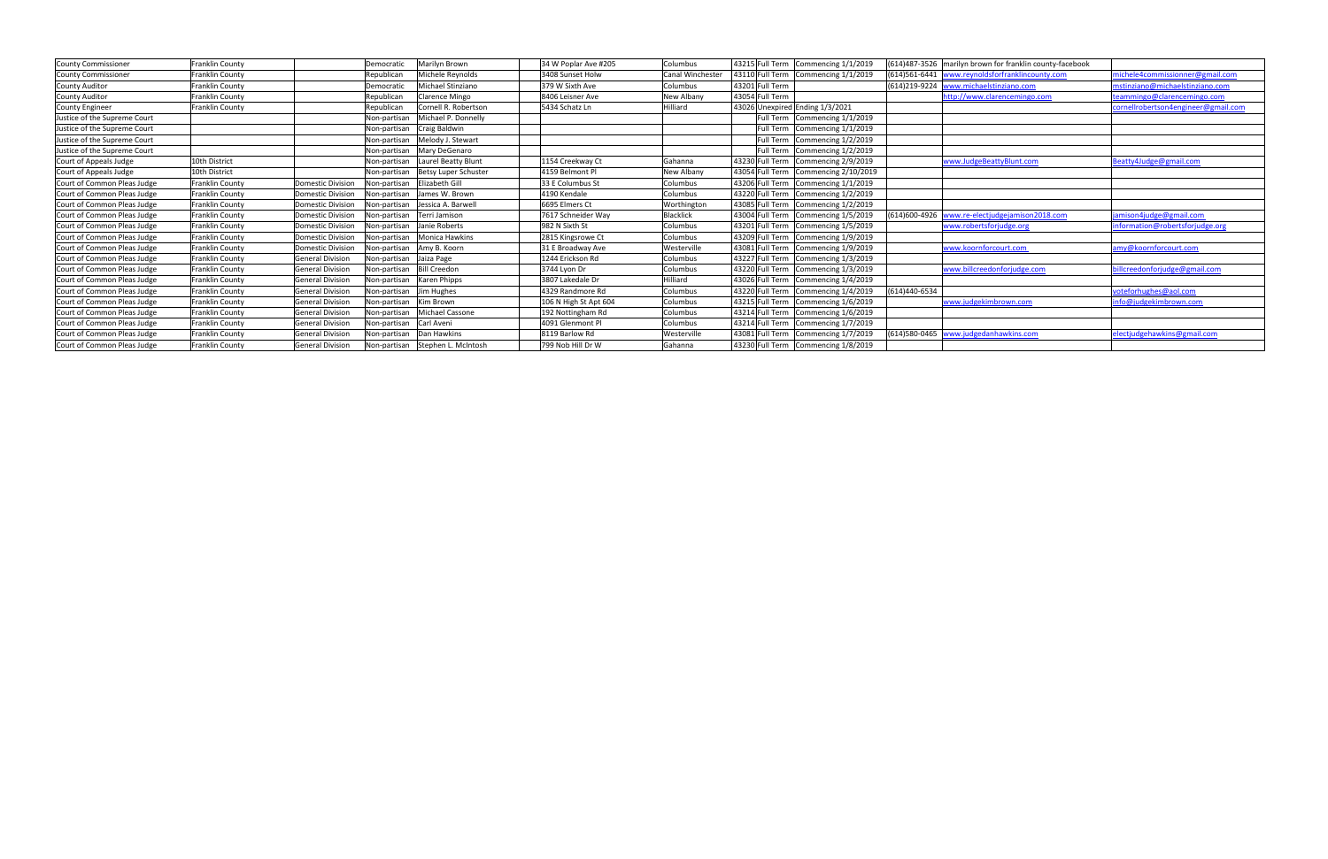| | | | | | | | | | | | | |
|---|---|---|---|---|---|---|---|---|---|---|---|---|
| County Commissioner | Franklin County | | Democratic | Marilyn Brown | 34 W Poplar Ave #205 | Columbus | 43215 | Full Term | Commencing 1/1/2019 | (614)487-3526 | marilyn brown for franklin county-facebook | |
| County Commissioner | Franklin County | | Republican | Michele Reynolds | 3408 Sunset Holw | Canal Winchester | 43110 | Full Term | Commencing 1/1/2019 | (614)561-6441 | www.reynoldsforfranklincounty.com | michele4commissionner@gmail.com |
| County Auditor | Franklin County | | Democratic | Michael Stinziano | 379 W Sixth Ave | Columbus | 43201 | Full Term | | (614)219-9224 | www.michaelstinziano.com | mstinziano@michaelstinziano.com |
| County Auditor | Franklin County | | Republican | Clarence Mingo | 8406 Leisner Ave | New Albany | 43054 | Full Term | | | http://www.clarencemingo.com | teammingo@clarencemingo.com |
| County Engineer | Franklin County | | Republican | Cornell R. Robertson | 5434 Schatz Ln | Hilliard | 43026 | Unexpired | Ending 1/3/2021 | | | cornellrobertson4engineer@gmail.com |
| Justice of the Supreme Court | | | Non-partisan | Michael P. Donnelly | | | | Full Term | Commencing 1/1/2019 | | | |
| Justice of the Supreme Court | | | Non-partisan | Craig Baldwin | | | | Full Term | Commencing 1/1/2019 | | | |
| Justice of the Supreme Court | | | Non-partisan | Melody J. Stewart | | | | Full Term | Commencing 1/2/2019 | | | |
| Justice of the Supreme Court | | | Non-partisan | Mary DeGenaro | | | | Full Term | Commencing 1/2/2019 | | | |
| Court of Appeals Judge | 10th District | | Non-partisan | Laurel Beatty Blunt | 1154 Creekway Ct | Gahanna | 43230 | Full Term | Commencing 2/9/2019 | | www.JudgeBeattyBlunt.com | Beatty4Judge@gmail.com |
| Court of Appeals Judge | 10th District | | Non-partisan | Betsy Luper Schuster | 4159 Belmont Pl | New Albany | 43054 | Full Term | Commencing 2/10/2019 | | | |
| Court of Common Pleas Judge | Franklin County | Domestic Division | Non-partisan | Elizabeth Gill | 33 E Columbus St | Columbus | 43206 | Full Term | Commencing 1/1/2019 | | | |
| Court of Common Pleas Judge | Franklin County | Domestic Division | Non-partisan | James W. Brown | 4190 Kendale | Columbus | 43220 | Full Term | Commencing 1/2/2019 | | | |
| Court of Common Pleas Judge | Franklin County | Domestic Division | Non-partisan | Jessica A. Barwell | 6695 Elmers Ct | Worthington | 43085 | Full Term | Commencing 1/2/2019 | | | |
| Court of Common Pleas Judge | Franklin County | Domestic Division | Non-partisan | Terri Jamison | 7617 Schneider Way | Blacklick | 43004 | Full Term | Commencing 1/5/2019 | (614)600-4926 | www.re-electjudgejamison2018.com | jamison4judge@gmail.com |
| Court of Common Pleas Judge | Franklin County | Domestic Division | Non-partisan | Janie Roberts | 982 N Sixth St | Columbus | 43201 | Full Term | Commencing 1/5/2019 | | www.robertsforjudge.org | information@robertsforjudge.org |
| Court of Common Pleas Judge | Franklin County | Domestic Division | Non-partisan | Monica Hawkins | 2815 Kingsrowe Ct | Columbus | 43209 | Full Term | Commencing 1/9/2019 | | | |
| Court of Common Pleas Judge | Franklin County | Domestic Division | Non-partisan | Amy B. Koorn | 31 E Broadway Ave | Westerville | 43081 | Full Term | Commencing 1/9/2019 | | www.koornforcourt.com | amy@koornforcourt.com |
| Court of Common Pleas Judge | Franklin County | General Division | Non-partisan | Jaiza Page | 1244 Erickson Rd | Columbus | 43227 | Full Term | Commencing 1/3/2019 | | | |
| Court of Common Pleas Judge | Franklin County | General Division | Non-partisan | Bill Creedon | 3744 Lyon Dr | Columbus | 43220 | Full Term | Commencing 1/3/2019 | | www.billcreedonforjudge.com | billcreedonforjudge@gmail.com |
| Court of Common Pleas Judge | Franklin County | General Division | Non-partisan | Karen Phipps | 3807 Lakedale Dr | Hilliard | 43026 | Full Term | Commencing 1/4/2019 | | | |
| Court of Common Pleas Judge | Franklin County | General Division | Non-partisan | Jim Hughes | 4329 Randmore Rd | Columbus | 43220 | Full Term | Commencing 1/4/2019 | (614)440-6534 | | voteforhughes@aol.com |
| Court of Common Pleas Judge | Franklin County | General Division | Non-partisan | Kim Brown | 106 N High St Apt 604 | Columbus | 43215 | Full Term | Commencing 1/6/2019 | | www.judgekimbrown.com | info@judgekimbrown.com |
| Court of Common Pleas Judge | Franklin County | General Division | Non-partisan | Michael Cassone | 192 Nottingham Rd | Columbus | 43214 | Full Term | Commencing 1/6/2019 | | | |
| Court of Common Pleas Judge | Franklin County | General Division | Non-partisan | Carl Aveni | 4091 Glenmont Pl | Columbus | 43214 | Full Term | Commencing 1/7/2019 | | | |
| Court of Common Pleas Judge | Franklin County | General Division | Non-partisan | Dan Hawkins | 8119 Barlow Rd | Westerville | 43081 | Full Term | Commencing 1/7/2019 | (614)580-0465 | www.judgedanhawkins.com | electjudgehawkins@gmail.com |
| Court of Common Pleas Judge | Franklin County | General Division | Non-partisan | Stephen L. McIntosh | 799 Nob Hill Dr W | Gahanna | 43230 | Full Term | Commencing 1/8/2019 | | | |